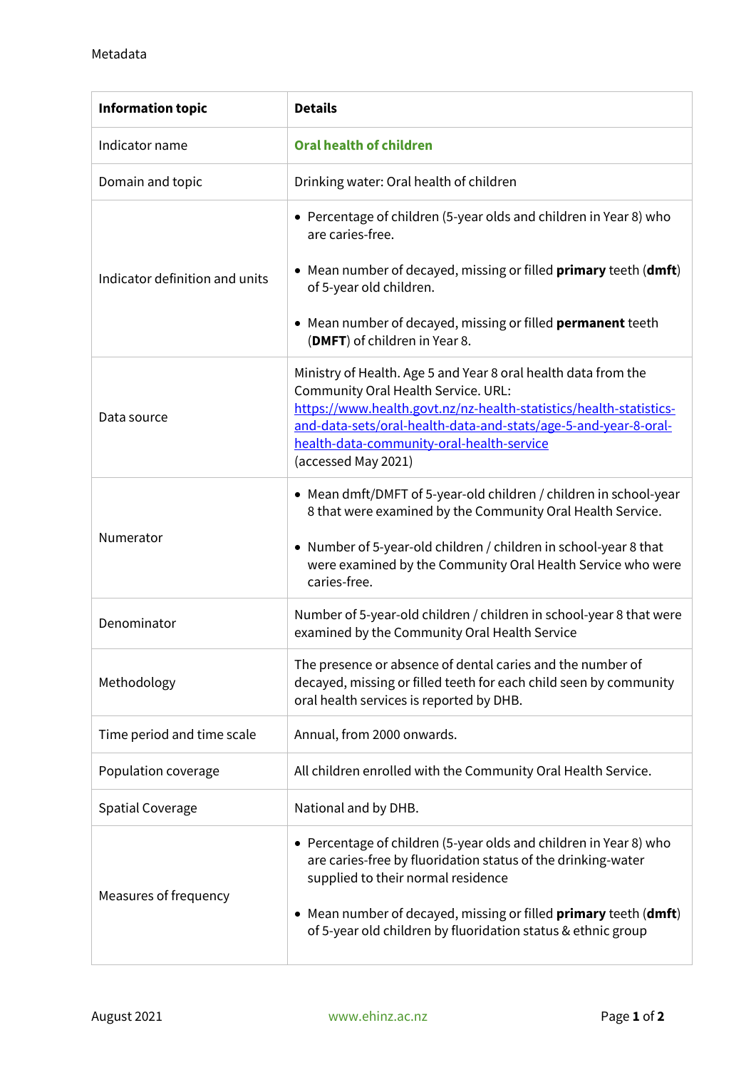Metadata

| Information topic | Details |
|---|---|
| Indicator name | **Oral health of children** |
| Domain and topic | Drinking water: Oral health of children |
| Indicator definition and units | • Percentage of children (5-year olds and children in Year 8) who are caries-free.<br><br>• Mean number of decayed, missing or filled **primary** teeth (**dmft**) of 5-year old children.<br><br>• Mean number of decayed, missing or filled **permanent** teeth (**DMFT**) of children in Year 8. |
| Data source | Ministry of Health. Age 5 and Year 8 oral health data from the Community Oral Health Service. URL: https://www.health.govt.nz/nz-health-statistics/health-statistics-and-data-sets/oral-health-data-and-stats/age-5-and-year-8-oral-health-data-community-oral-health-service<br>(accessed May 2021) |
| Numerator | • Mean dmft/DMFT of 5-year-old children / children in school-year 8 that were examined by the Community Oral Health Service.<br><br>• Number of 5-year-old children / children in school-year 8 that were examined by the Community Oral Health Service who were caries-free. |
| Denominator | Number of 5-year-old children / children in school-year 8 that were examined by the Community Oral Health Service |
| Methodology | The presence or absence of dental caries and the number of decayed, missing or filled teeth for each child seen by community oral health services is reported by DHB. |
| Time period and time scale | Annual, from 2000 onwards. |
| Population coverage | All children enrolled with the Community Oral Health Service. |
| Spatial Coverage | National and by DHB. |
| Measures of frequency | • Percentage of children (5-year olds and children in Year 8) who are caries-free by fluoridation status of the drinking-water supplied to their normal residence<br><br>• Mean number of decayed, missing or filled **primary** teeth (**dmft**) of 5-year old children by fluoridation status & ethnic group |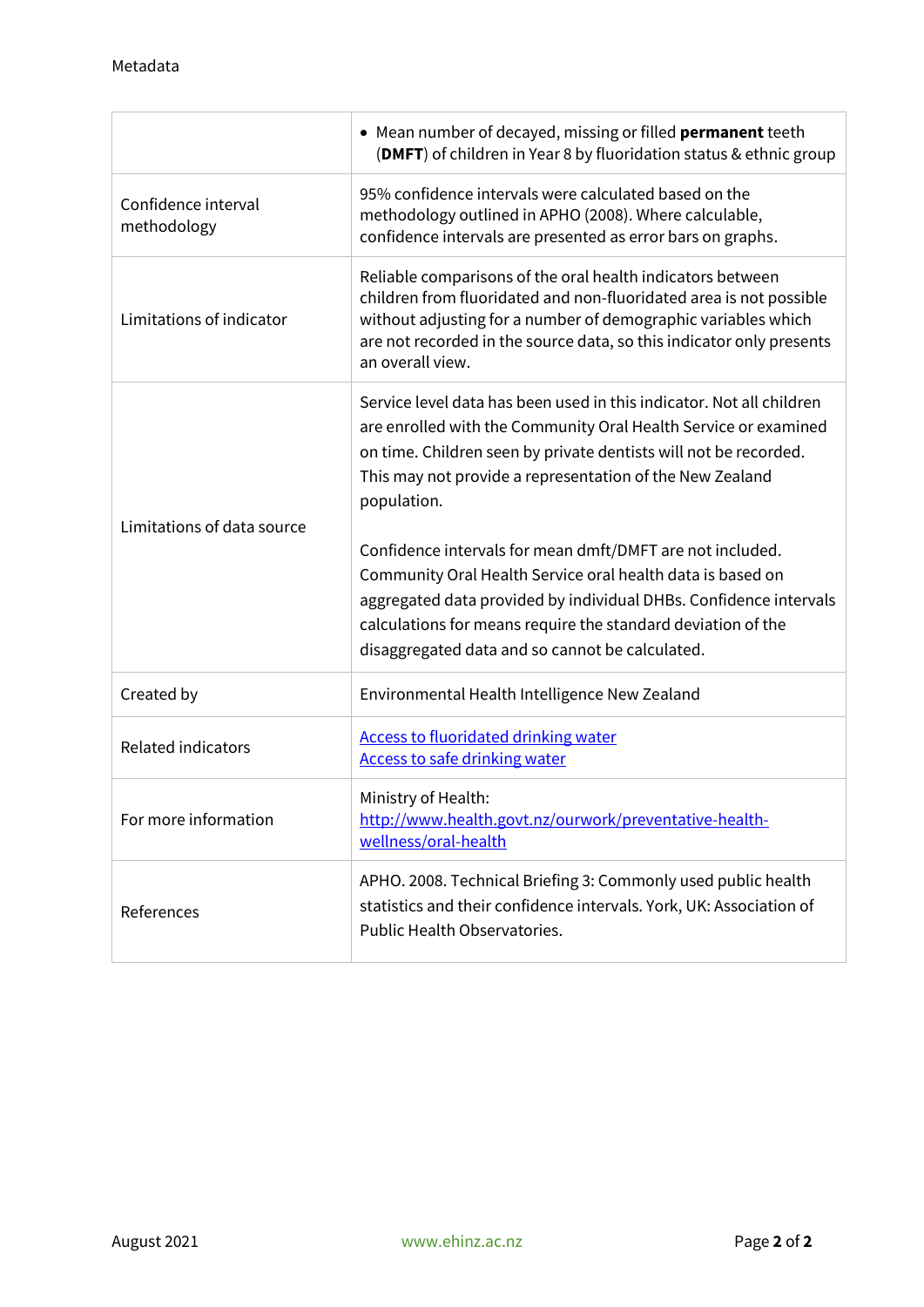| | |
|---|---|
| | • Mean number of decayed, missing or filled **permanent** teeth (**DMFT**) of children in Year 8 by fluoridation status & ethnic group |
| Confidence interval methodology | 95% confidence intervals were calculated based on the methodology outlined in APHO (2008). Where calculable, confidence intervals are presented as error bars on graphs. |
| Limitations of indicator | Reliable comparisons of the oral health indicators between children from fluoridated and non-fluoridated area is not possible without adjusting for a number of demographic variables which are not recorded in the source data, so this indicator only presents an overall view. |
| Limitations of data source | Service level data has been used in this indicator. Not all children are enrolled with the Community Oral Health Service or examined on time. Children seen by private dentists will not be recorded. This may not provide a representation of the New Zealand population.<br><br>Confidence intervals for mean dmft/DMFT are not included. Community Oral Health Service oral health data is based on aggregated data provided by individual DHBs. Confidence intervals calculations for means require the standard deviation of the disaggregated data and so cannot be calculated. |
| Created by | Environmental Health Intelligence New Zealand |
| Related indicators | Access to fluoridated drinking water<br>Access to safe drinking water |
| For more information | Ministry of Health: http://www.health.govt.nz/ourwork/preventative-health-wellness/oral-health |
| References | APHO. 2008. Technical Briefing 3: Commonly used public health statistics and their confidence intervals. York, UK: Association of Public Health Observatories. |